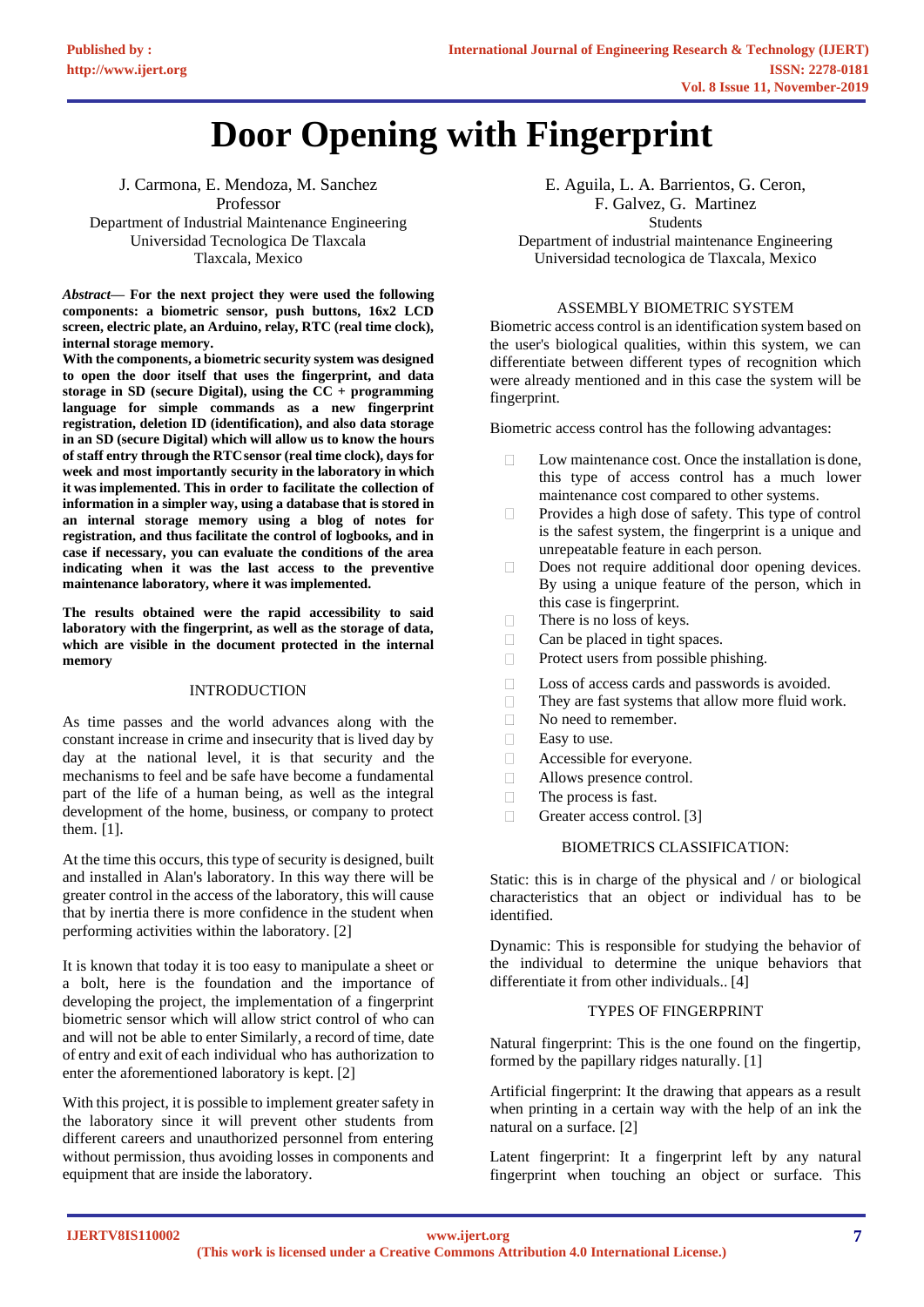# Door Opening with Fingerprint

J. Carmona, E. Mendoza, M. Sanchez
Professor
Department of Industrial Maintenance Engineering
Universidad Tecnologica De Tlaxcala
Tlaxcala, Mexico

E. Aguila, L. A. Barrientos, G. Ceron,
F. Galvez, G. Martinez
Students
Department of industrial maintenance Engineering
Universidad tecnologica de Tlaxcala, Mexico

***Abstract*— For the next project they were used the following components: a biometric sensor, push buttons, 16x2 LCD screen, electric plate, an Arduino, relay, RTC (real time clock), internal storage memory.**

**With the components, a biometric security system was designed to open the door itself that uses the fingerprint, and data storage in SD (secure Digital), using the CC + programming language for simple commands as a new fingerprint registration, deletion ID (identification), and also data storage in an SD (secure Digital) which will allow us to know the hours of staff entry through the RTC sensor (real time clock), days for week and most importantly security in the laboratory in which it was implemented. This in order to facilitate the collection of information in a simpler way, using a database that is stored in an internal storage memory using a blog of notes for registration, and thus facilitate the control of logbooks, and in case if necessary, you can evaluate the conditions of the area indicating when it was the last access to the preventive maintenance laboratory, where it was implemented.**

**The results obtained were the rapid accessibility to said laboratory with the fingerprint, as well as the storage of data, which are visible in the document protected in the internal memory**

## INTRODUCTION

As time passes and the world advances along with the constant increase in crime and insecurity that is lived day by day at the national level, it is that security and the mechanisms to feel and be safe have become a fundamental part of the life of a human being, as well as the integral development of the home, business, or company to protect them. [1].

At the time this occurs, this type of security is designed, built and installed in Alan's laboratory. In this way there will be greater control in the access of the laboratory, this will cause that by inertia there is more confidence in the student when performing activities within the laboratory. [2]

It is known that today it is too easy to manipulate a sheet or a bolt, here is the foundation and the importance of developing the project, the implementation of a fingerprint biometric sensor which will allow strict control of who can and will not be able to enter Similarly, a record of time, date of entry and exit of each individual who has authorization to enter the aforementioned laboratory is kept. [2]

With this project, it is possible to implement greater safety in the laboratory since it will prevent other students from different careers and unauthorized personnel from entering without permission, thus avoiding losses in components and equipment that are inside the laboratory.

## ASSEMBLY BIOMETRIC SYSTEM

Biometric access control is an identification system based on the user's biological qualities, within this system, we can differentiate between different types of recognition which were already mentioned and in this case the system will be fingerprint.

Biometric access control has the following advantages:

- Low maintenance cost. Once the installation is done, this type of access control has a much lower maintenance cost compared to other systems.
- Provides a high dose of safety. This type of control is the safest system, the fingerprint is a unique and unrepeatable feature in each person.
- Does not require additional door opening devices. By using a unique feature of the person, which in this case is fingerprint.
- There is no loss of keys.
- Can be placed in tight spaces.
- Protect users from possible phishing.
- Loss of access cards and passwords is avoided.
- They are fast systems that allow more fluid work.
- No need to remember.
- Easy to use.
- Accessible for everyone.
- Allows presence control.
- The process is fast.
- Greater access control. [3]

## BIOMETRICS CLASSIFICATION:

Static: this is in charge of the physical and / or biological characteristics that an object or individual has to be identified.

Dynamic: This is responsible for studying the behavior of the individual to determine the unique behaviors that differentiate it from other individuals.. [4]

## TYPES OF FINGERPRINT

Natural fingerprint: This is the one found on the fingertip, formed by the papillary ridges naturally. [1]

Artificial fingerprint: It the drawing that appears as a result when printing in a certain way with the help of an ink the natural on a surface. [2]

Latent fingerprint: It a fingerprint left by any natural fingerprint when touching an object or surface. This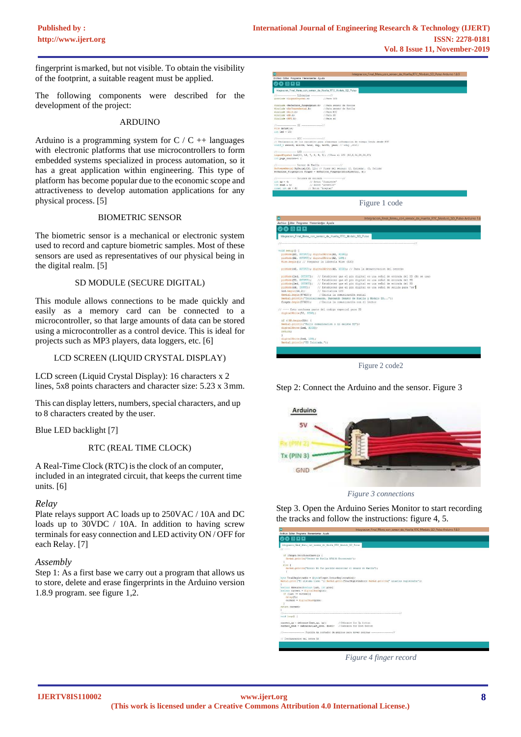fingerprint is marked, but not visible. To obtain the visibility of the footprint, a suitable reagent must be applied.

The following components were described for the development of the project:

## ARDUINO

Arduino is a programming system for C / C ++ languages with electronic platforms that use microcontrollers to form embedded systems specialized in process automation, so it has a great application within engineering. This type of platform has become popular due to the economic scope and attractiveness to develop automation applications for any physical process. [5]

## BIOMETRIC SENSOR

The biometric sensor is a mechanical or electronic system used to record and capture biometric samples. Most of these sensors are used as representatives of our physical being in the digital realm. [5]

## SD MODULE (SECURE DIGITAL)

This module allows connections to be made quickly and easily as a memory card can be connected to a microcontroller, so that large amounts of data can be stored using a microcontroller as a control device. This is ideal for projects such as MP3 players, data loggers, etc. [6]

## LCD SCREEN (LIQUID CRYSTAL DISPLAY)

LCD screen (Liquid Crystal Display): 16 characters x 2 lines, 5x8 points characters and character size: 5.23 x 3 mm.

This can display letters, numbers, special characters, and up to 8 characters created by the user.

Blue LED backlight [7]

## RTC (REAL TIME CLOCK)

A Real-Time Clock (RTC) is the clock of an computer, included in an integrated circuit, that keeps the current time units. [6]

### *Relay*

Plate relays support AC loads up to 250VAC / 10A and DC loads up to 30VDC / 10A. In addition to having screw terminals for easy connection and LED activity ON / OFF for each Relay. [7]

### *Assembly*

Step 1: As a first base we carry out a program that allows us to store, delete and erase fingerprints in the Arduino version 1.8.9 program. see figure 1,2.

Figure 1 code

Figure 2 code2

Step 2: Connect the Arduino and the sensor. Figure 3

*Figure 3 connections*

Step 3. Open the Arduino Series Monitor to start recording the tracks and follow the instructions: figure 4, 5.

*Figure 4 finger record*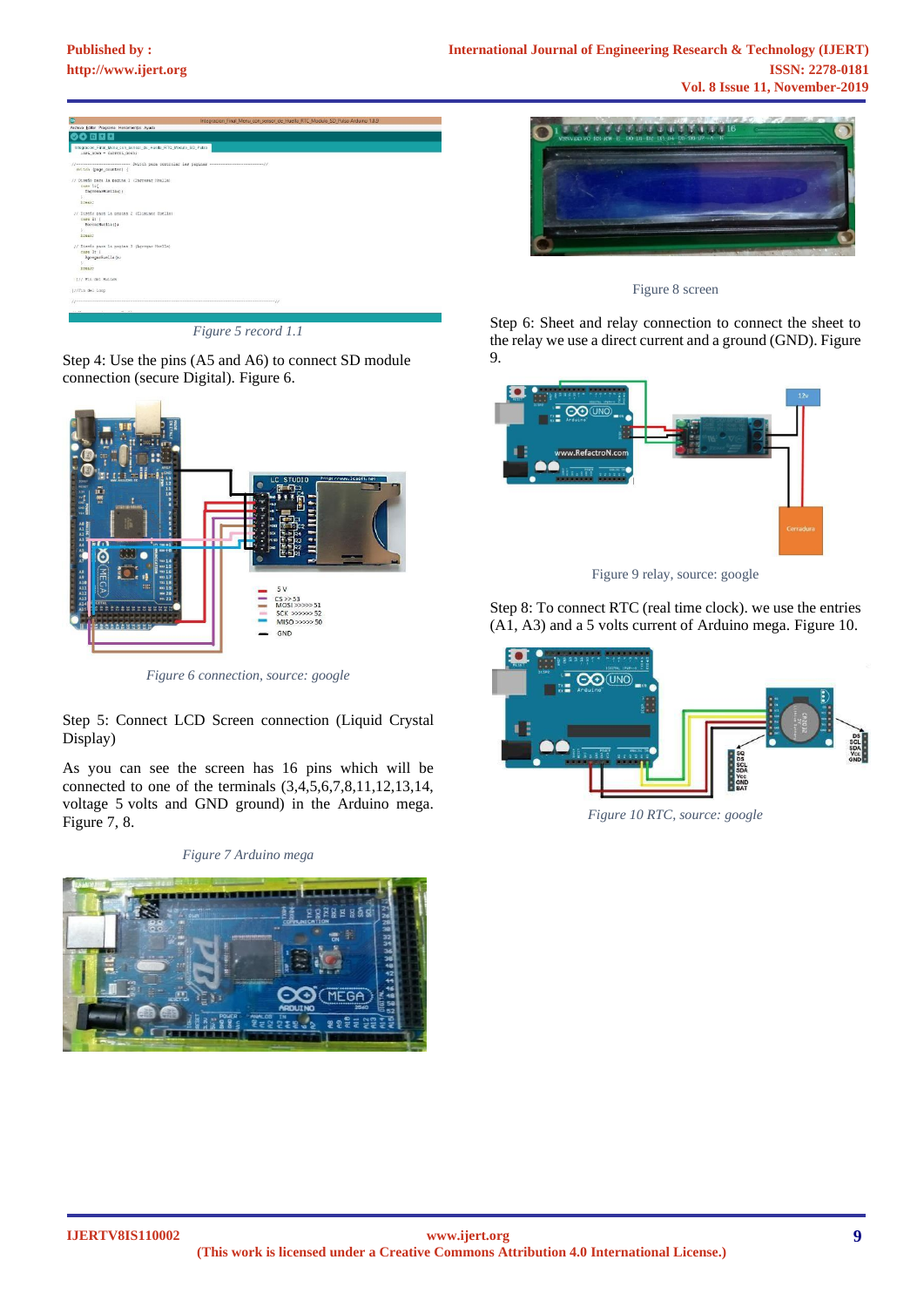*Figure 5 record 1.1*

Step 4: Use the pins (A5 and A6) to connect SD module connection (secure Digital). Figure 6.

*Figure 6 connection, source: google*

Step 5: Connect LCD Screen connection (Liquid Crystal Display)

As you can see the screen has 16 pins which will be connected to one of the terminals (3,4,5,6,7,8,11,12,13,14, voltage 5 volts and GND ground) in the Arduino mega. Figure 7, 8.

*Figure 7 Arduino mega*

Figure 8 screen

Step 6: Sheet and relay connection to connect the sheet to the relay we use a direct current and a ground (GND). Figure 9.

Figure 9 relay, source: google

Step 8: To connect RTC (real time clock). we use the entries (A1, A3) and a 5 volts current of Arduino mega. Figure 10.

*Figure 10 RTC, source: google*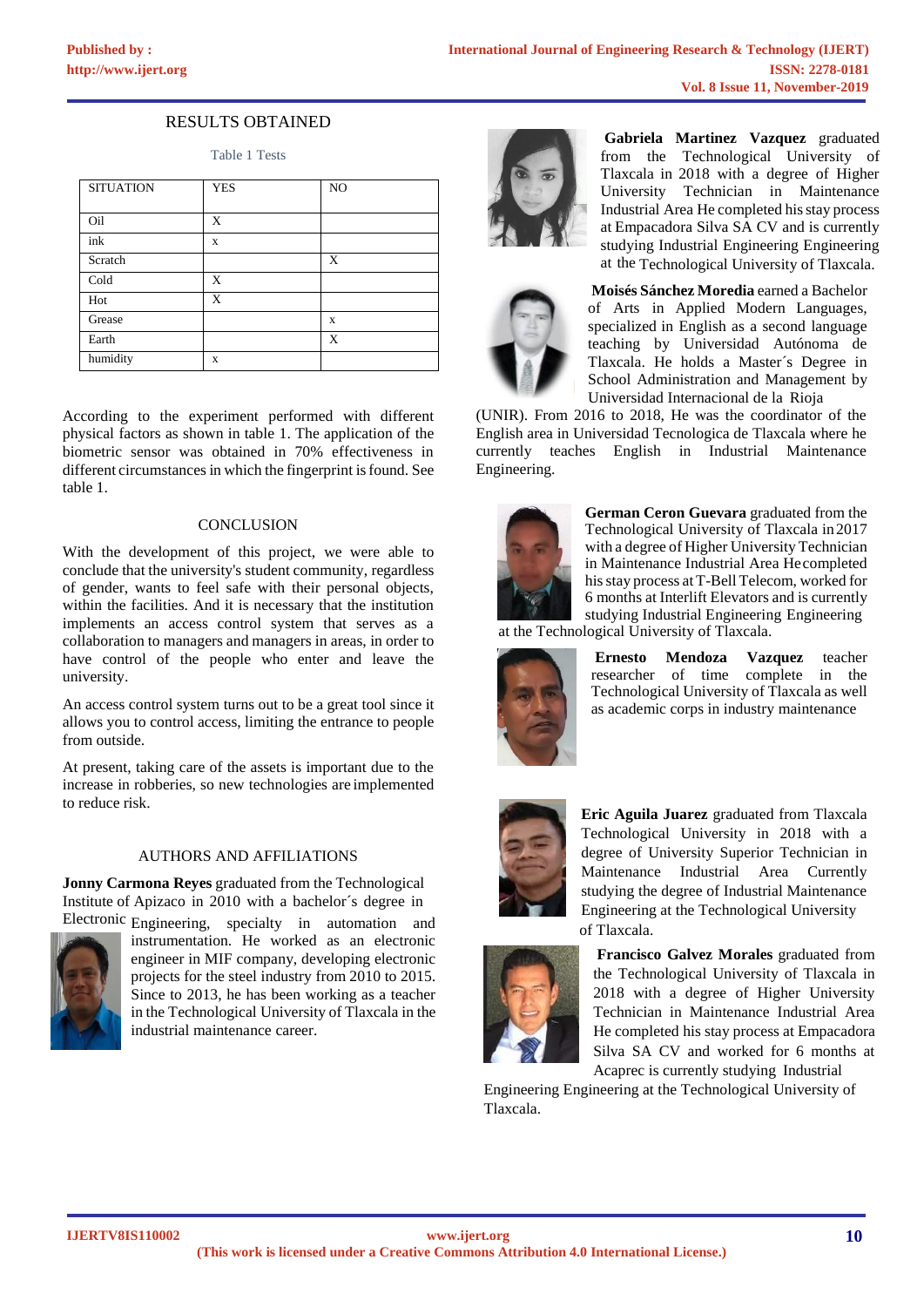## RESULTS OBTAINED

Table 1 Tests

| SITUATION | YES | NO |
|---|---|---|
| Oil | X | |
| ink | x | |
| Scratch | | X |
| Cold | X | |
| Hot | X | |
| Grease | | x |
| Earth | | X |
| humidity | x | |

According to the experiment performed with different physical factors as shown in table 1. The application of the biometric sensor was obtained in 70% effectiveness in different circumstances in which the fingerprint is found. See table 1.

## CONCLUSION

With the development of this project, we were able to conclude that the university's student community, regardless of gender, wants to feel safe with their personal objects, within the facilities. And it is necessary that the institution implements an access control system that serves as a collaboration to managers and managers in areas, in order to have control of the people who enter and leave the university.

An access control system turns out to be a great tool since it allows you to control access, limiting the entrance to people from outside.

At present, taking care of the assets is important due to the increase in robberies, so new technologies are implemented to reduce risk.

## AUTHORS AND AFFILIATIONS

**Jonny Carmona Reyes** graduated from the Technological Institute of Apizaco in 2010 with a bachelor´s degree in Electronic Engineering, specialty in automation and instrumentation. He worked as an electronic engineer in MIF company, developing electronic projects for the steel industry from 2010 to 2015. Since to 2013, he has been working as a teacher in the Technological University of Tlaxcala in the industrial maintenance career.

**Gabriela Martinez Vazquez** graduated from the Technological University of Tlaxcala in 2018 with a degree of Higher University Technician in Maintenance Industrial Area He completed his stay process at Empacadora Silva SA CV and is currently studying Industrial Engineering Engineering at the Technological University of Tlaxcala.

**Moisés Sánchez Moreda** earned a Bachelor of Arts in Applied Modern Languages, specialized in English as a second language teaching by Universidad Autónoma de Tlaxcala. He holds a Master´s Degree in School Administration and Management by Universidad Internacional de la Rioja (UNIR). From 2016 to 2018, He was the coordinator of the English area in Universidad Tecnologica de Tlaxcala where he currently teaches English in Industrial Maintenance Engineering.

**German Ceron Guevara** graduated from the Technological University of Tlaxcala in 2017 with a degree of Higher University Technician in Maintenance Industrial Area He completed his stay process at T-Bell Telecom, worked for 6 months at Interlift Elevators and is currently studying Industrial Engineering Engineering at the Technological University of Tlaxcala.

**Ernesto Mendoza Vazquez** teacher researcher of time complete in the Technological University of Tlaxcala as well as academic corps in industry maintenance

**Eric Aguila Juarez** graduated from Tlaxcala Technological University in 2018 with a degree of University Superior Technician in Maintenance Industrial Area Currently studying the degree of Industrial Maintenance Engineering at the Technological University of Tlaxcala.

**Francisco Galvez Morales** graduated from the Technological University of Tlaxcala in 2018 with a degree of Higher University Technician in Maintenance Industrial Area He completed his stay process at Empacadora Silva SA CV and worked for 6 months at Acaprec is currently studying Industrial Engineering Engineering at the Technological University of Tlaxcala.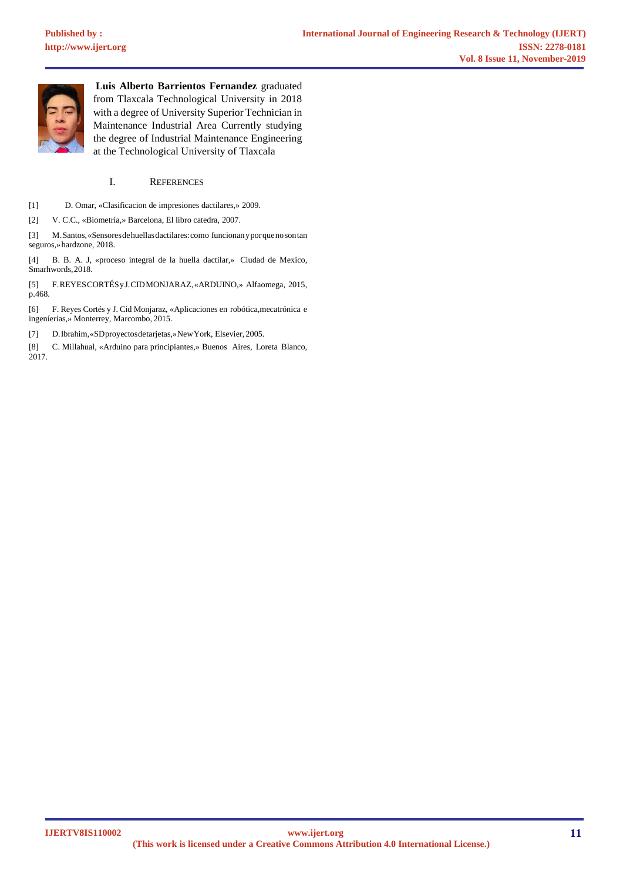**Luis Alberto Barrientos Fernandez** graduated from Tlaxcala Technological University in 2018 with a degree of University Superior Technician in Maintenance Industrial Area Currently studying the degree of Industrial Maintenance Engineering at the Technological University of Tlaxcala

# I. REFERENCES

[1] D. Omar, «Clasificacion de impresiones dactilares,» 2009.

[2] V. C.C., «Biometría,» Barcelona, El libro catedra, 2007.

[3] M. Santos, «Sensores de huellas dactilares: como funcionan y por que no son tan seguros,» hardzone, 2018.

[4] B. B. A. J, «proceso integral de la huella dactilar,» Ciudad de Mexico, Smarhwords, 2018.

[5] F. REYES CORTÉS y J. CID MONJARAZ, «ARDUINO,» Alfaomega, 2015, p.468.

[6] F. Reyes Cortés y J. Cid Monjaraz, «Aplicaciones en robótica,mecatrónica e ingeníerias,» Monterrey, Marcombo, 2015.

[7] D. Ibrahim, «SD proyectos de tarjetas,» New York, Elsevier, 2005.

[8] C. Millahual, «Arduino para principiantes,» Buenos Aires, Loreta Blanco, 2017.